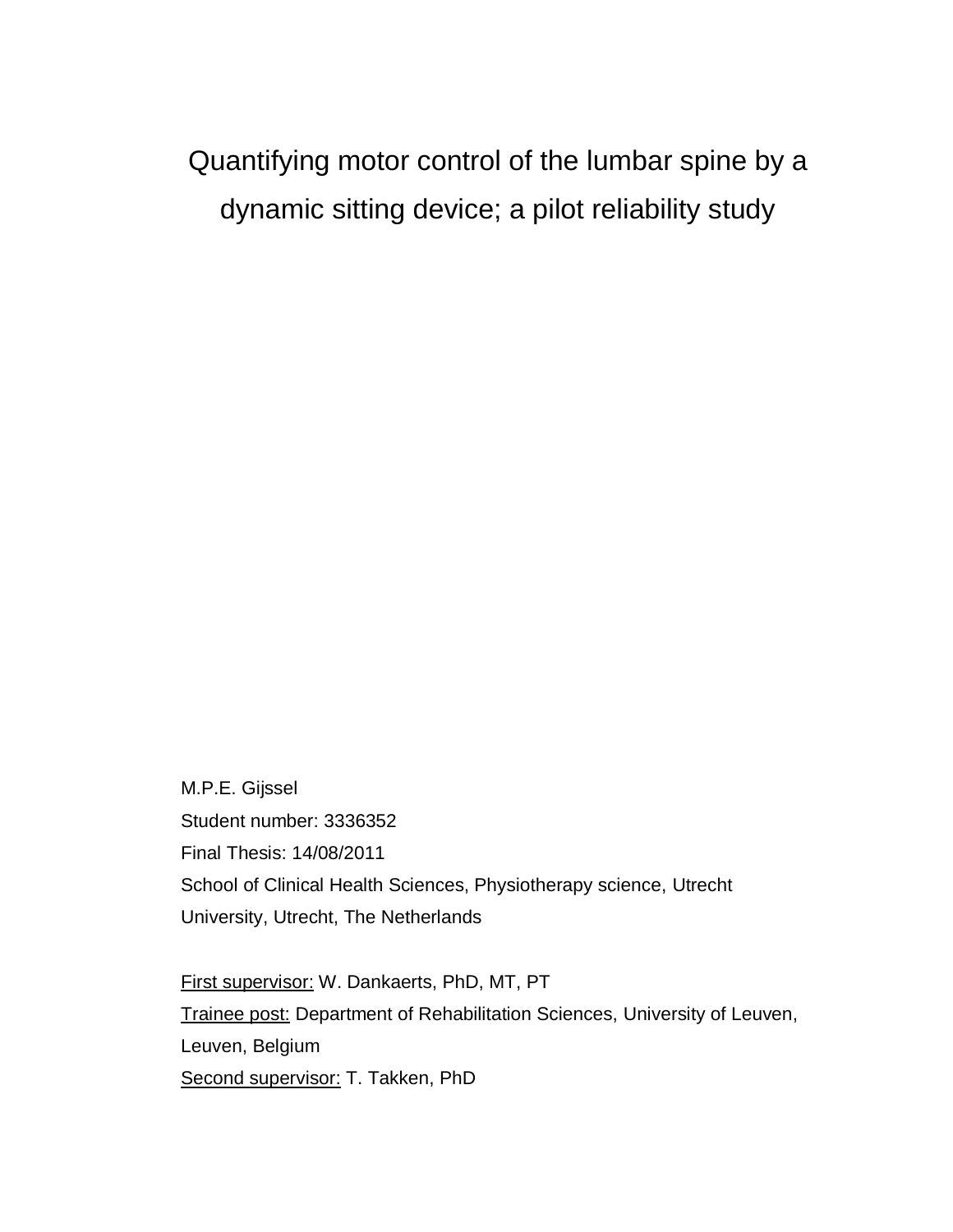# Quantifying motor control of the lumbar spine by a dynamic sitting device; a pilot reliability study

M.P.E. Gijssel

Student number: 3336352

Final Thesis: 14/08/2011

School of Clinical Health Sciences, Physiotherapy science, Utrecht University, Utrecht, The Netherlands

First supervisor: W. Dankaerts, PhD, MT, PT

Trainee post: Department of Rehabilitation Sciences, University of Leuven, Leuven, Belgium

Second supervisor: T. Takken, PhD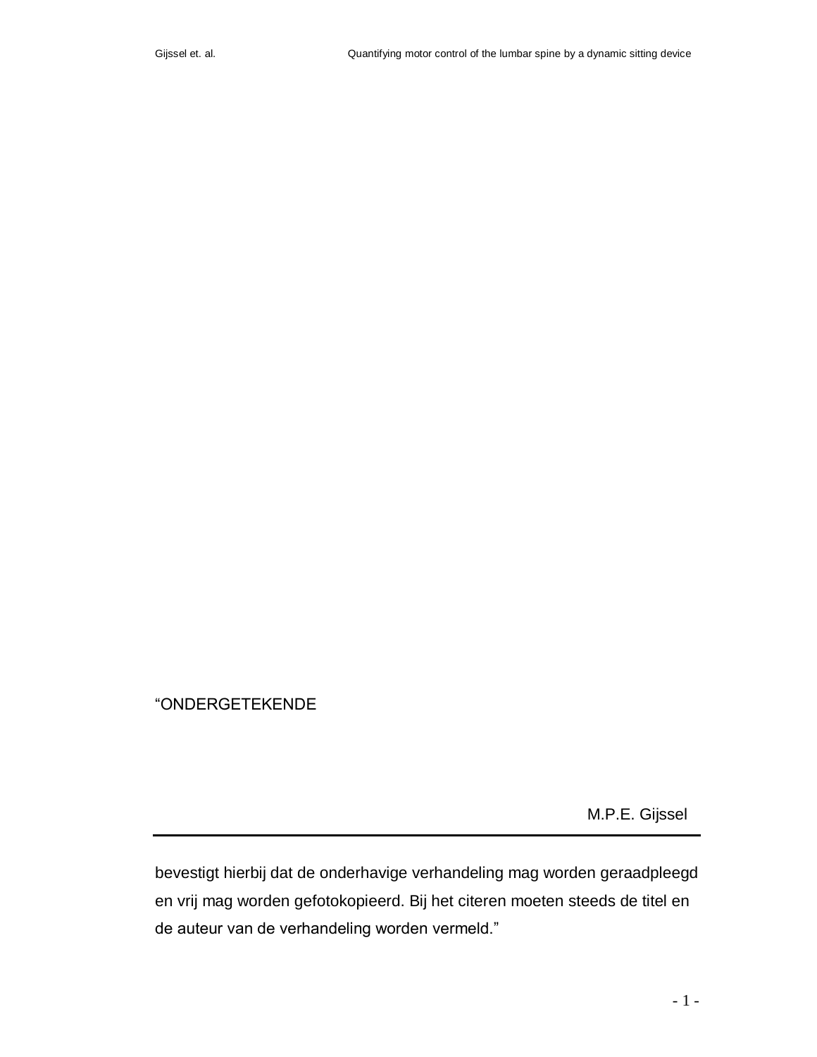“ONDERGETEKENDE

M.P.E. Gijssel

---

bevestigt hierbij dat de onderhavige verhandeling mag worden geraadpleegd en vrij mag worden gefotokopieerd. Bij het citeren moeten steeds de titel en de auteur van de verhandeling worden vermeld.”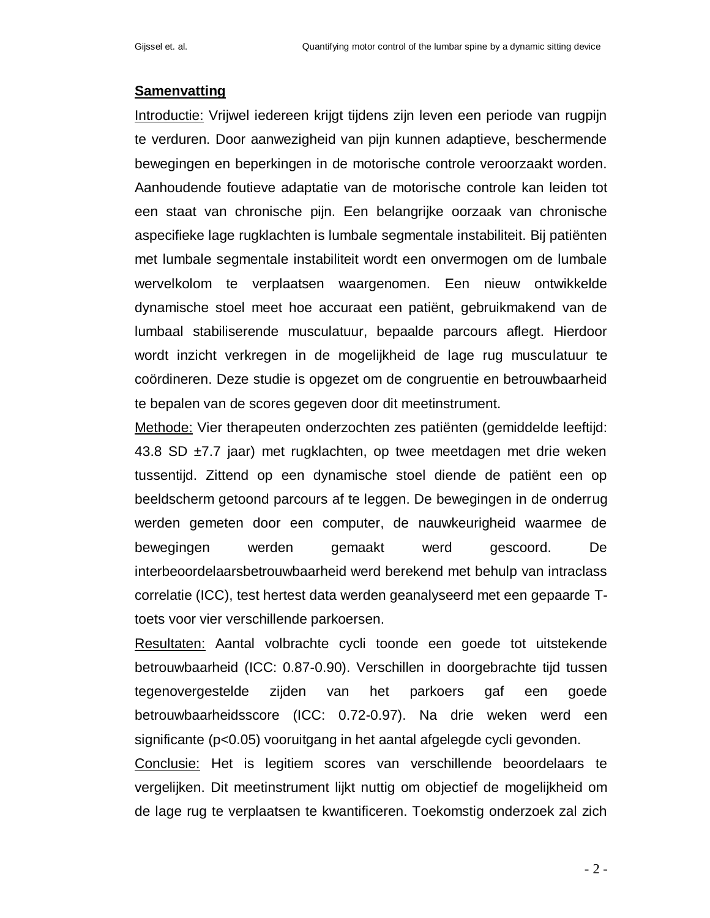## Samenvatting

Introductie: Vrijwel iedereen krijgt tijdens zijn leven een periode van rugpijn te verduren. Door aanwezigheid van pijn kunnen adaptieve, beschermende bewegingen en beperkingen in de motorische controle veroorzaakt worden. Aanhoudende foutieve adaptatie van de motorische controle kan leiden tot een staat van chronische pijn. Een belangrijke oorzaak van chronische aspecifieke lage rugklachten is lumbale segmentale instabiliteit. Bij patiënten met lumbale segmentale instabiliteit wordt een onvermogen om de lumbale wervelkolom te verplaatsen waargenomen. Een nieuw ontwikkelde dynamische stoel meet hoe accuraat een patiënt, gebruikmakend van de lumbaal stabiliserende musculatuur, bepaalde parcours aflegt. Hierdoor wordt inzicht verkregen in de mogelijkheid de lage rug musculatuur te coördineren. Deze studie is opgezet om de congruentie en betrouwbaarheid te bepalen van de scores gegeven door dit meetinstrument.

Methode: Vier therapeuten onderzochten zes patiënten (gemiddelde leeftijd: 43.8 SD ±7.7 jaar) met rugklachten, op twee meetdagen met drie weken tussentijd. Zittend op een dynamische stoel diende de patiënt een op beeldscherm getoond parcours af te leggen. De bewegingen in de onderrug werden gemeten door een computer, de nauwkeurigheid waarmee de bewegingen werden gemaakt werd gescoord. De interbeoordelaarsbetrouwbaarheid werd berekend met behulp van intraclass correlatie (ICC), test hertest data werden geanalyseerd met een gepaarde T-toets voor vier verschillende parkoersen.

Resultaten: Aantal volbrachte cycli toonde een goede tot uitstekende betrouwbaarheid (ICC: 0.87-0.90). Verschillen in doorgebrachte tijd tussen tegenovergestelde zijden van het parkoers gaf een goede betrouwbaarheidsscore (ICC: 0.72-0.97). Na drie weken werd een significante ($p<0.05$) vooruitgang in het aantal afgelegde cycli gevonden.

Conclusie: Het is legitiem scores van verschillende beoordelaars te vergelijken. Dit meetinstrument lijkt nuttig om objectief de mogelijkheid om de lage rug te verplaatsen te kwantificeren. Toekomstig onderzoek zal zich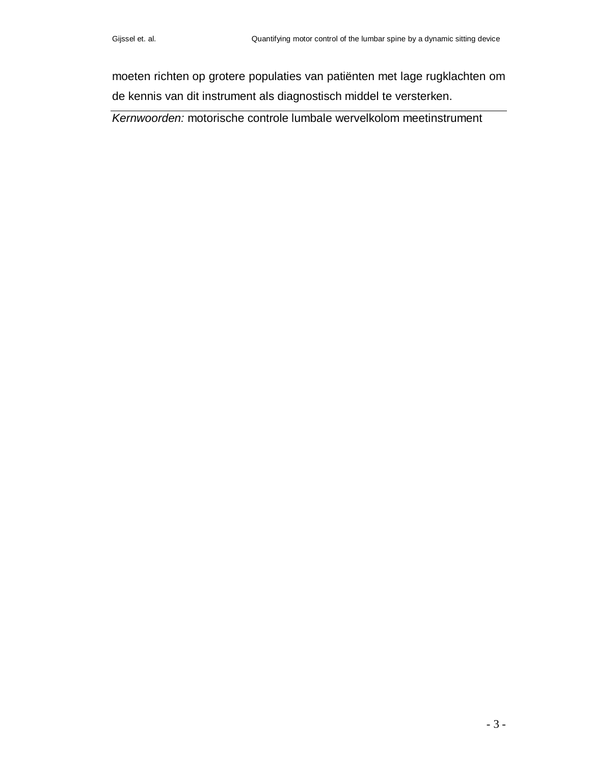moeten richten op grotere populaties van patiënten met lage rugklachten om de kennis van dit instrument als diagnostisch middel te versterken.

---

*Kernwoorden:* motorische controle lumbale wervelkolom meetinstrument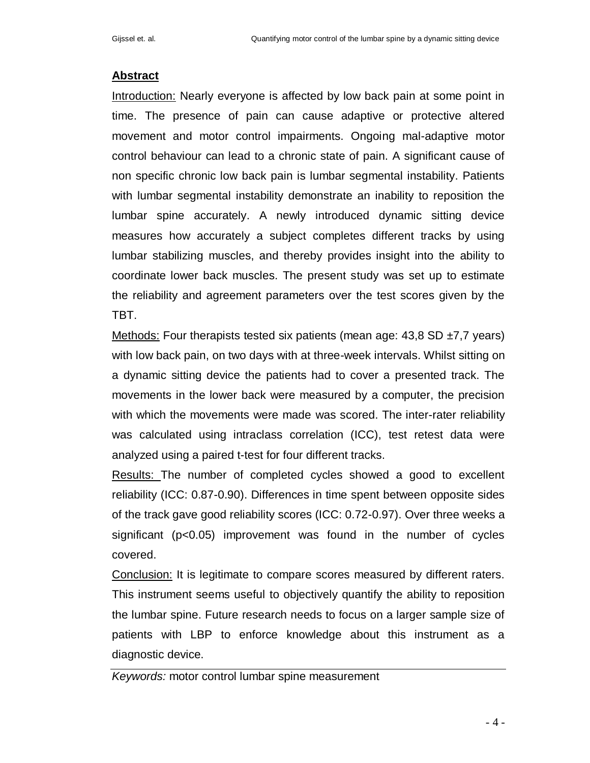## Abstract

Introduction: Nearly everyone is affected by low back pain at some point in time. The presence of pain can cause adaptive or protective altered movement and motor control impairments. Ongoing mal-adaptive motor control behaviour can lead to a chronic state of pain. A significant cause of non specific chronic low back pain is lumbar segmental instability. Patients with lumbar segmental instability demonstrate an inability to reposition the lumbar spine accurately. A newly introduced dynamic sitting device measures how accurately a subject completes different tracks by using lumbar stabilizing muscles, and thereby provides insight into the ability to coordinate lower back muscles. The present study was set up to estimate the reliability and agreement parameters over the test scores given by the TBT.

Methods: Four therapists tested six patients (mean age: 43,8 SD ±7,7 years) with low back pain, on two days with at three-week intervals. Whilst sitting on a dynamic sitting device the patients had to cover a presented track. The movements in the lower back were measured by a computer, the precision with which the movements were made was scored. The inter-rater reliability was calculated using intraclass correlation (ICC), test retest data were analyzed using a paired t-test for four different tracks.

Results: The number of completed cycles showed a good to excellent reliability (ICC: 0.87-0.90). Differences in time spent between opposite sides of the track gave good reliability scores (ICC: 0.72-0.97). Over three weeks a significant ($p<0.05$) improvement was found in the number of cycles covered.

Conclusion: It is legitimate to compare scores measured by different raters. This instrument seems useful to objectively quantify the ability to reposition the lumbar spine. Future research needs to focus on a larger sample size of patients with LBP to enforce knowledge about this instrument as a diagnostic device.

---

*Keywords:* motor control lumbar spine measurement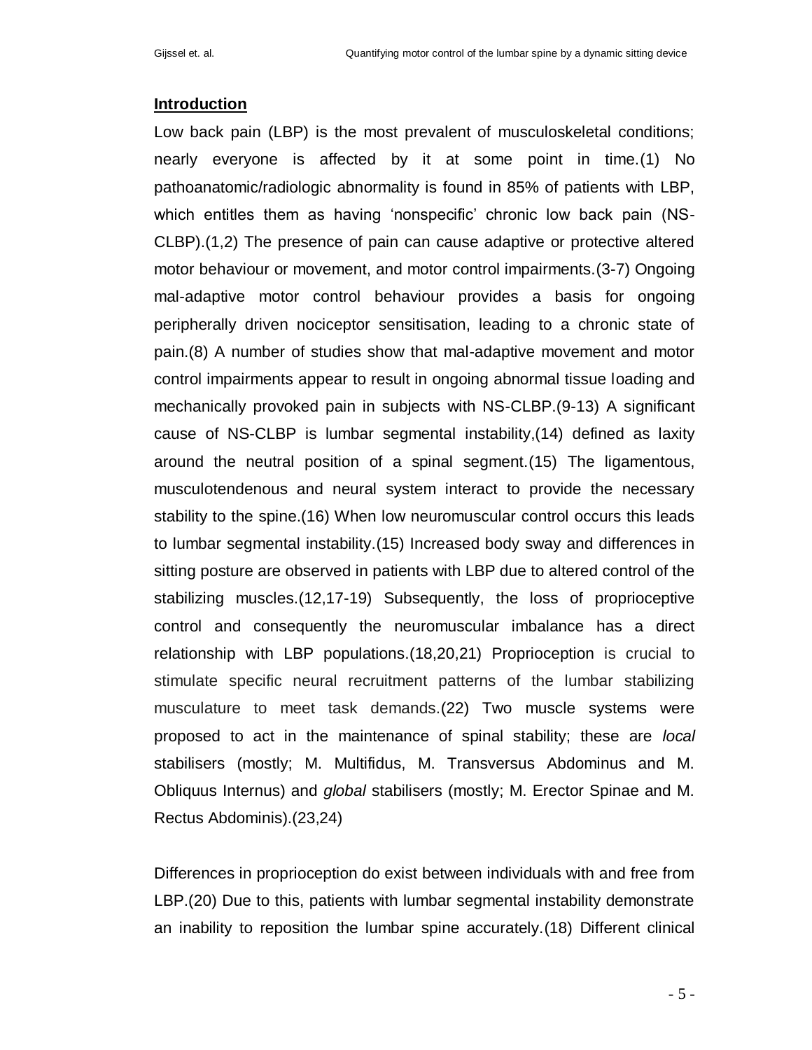## Introduction

Low back pain (LBP) is the most prevalent of musculoskeletal conditions; nearly everyone is affected by it at some point in time.(1) No pathoanatomic/radiologic abnormality is found in 85% of patients with LBP, which entitles them as having 'nonspecific' chronic low back pain (NS-CLBP).(1,2) The presence of pain can cause adaptive or protective altered motor behaviour or movement, and motor control impairments.(3-7) Ongoing mal-adaptive motor control behaviour provides a basis for ongoing peripherally driven nociceptor sensitisation, leading to a chronic state of pain.(8) A number of studies show that mal-adaptive movement and motor control impairments appear to result in ongoing abnormal tissue loading and mechanically provoked pain in subjects with NS-CLBP.(9-13) A significant cause of NS-CLBP is lumbar segmental instability,(14) defined as laxity around the neutral position of a spinal segment.(15) The ligamentous, musculotendenous and neural system interact to provide the necessary stability to the spine.(16) When low neuromuscular control occurs this leads to lumbar segmental instability.(15) Increased body sway and differences in sitting posture are observed in patients with LBP due to altered control of the stabilizing muscles.(12,17-19) Subsequently, the loss of proprioceptive control and consequently the neuromuscular imbalance has a direct relationship with LBP populations.(18,20,21) Proprioception is crucial to stimulate specific neural recruitment patterns of the lumbar stabilizing musculature to meet task demands.(22) Two muscle systems were proposed to act in the maintenance of spinal stability; these are *local* stabilisers (mostly; M. Multifidus, M. Transversus Abdominus and M. Obliquus Internus) and *global* stabilisers (mostly; M. Erector Spinae and M. Rectus Abdominis).(23,24)

Differences in proprioception do exist between individuals with and free from LBP.(20) Due to this, patients with lumbar segmental instability demonstrate an inability to reposition the lumbar spine accurately.(18) Different clinical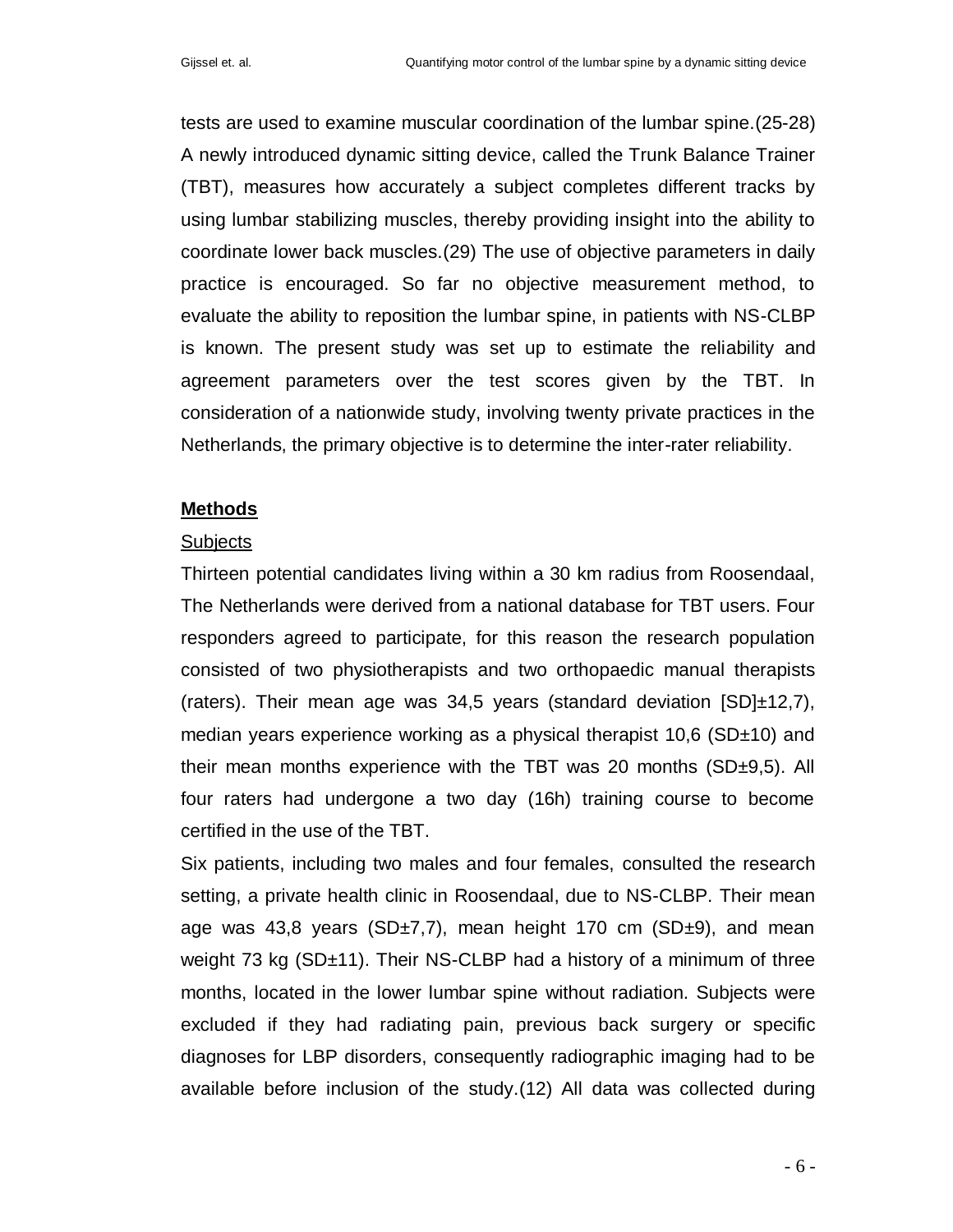tests are used to examine muscular coordination of the lumbar spine.(25-28) A newly introduced dynamic sitting device, called the Trunk Balance Trainer (TBT), measures how accurately a subject completes different tracks by using lumbar stabilizing muscles, thereby providing insight into the ability to coordinate lower back muscles.(29) The use of objective parameters in daily practice is encouraged. So far no objective measurement method, to evaluate the ability to reposition the lumbar spine, in patients with NS-CLBP is known. The present study was set up to estimate the reliability and agreement parameters over the test scores given by the TBT. In consideration of a nationwide study, involving twenty private practices in the Netherlands, the primary objective is to determine the inter-rater reliability.

## Methods

### Subjects

Thirteen potential candidates living within a 30 km radius from Roosendaal, The Netherlands were derived from a national database for TBT users. Four responders agreed to participate, for this reason the research population consisted of two physiotherapists and two orthopaedic manual therapists (raters). Their mean age was 34,5 years (standard deviation [SD]±12,7), median years experience working as a physical therapist 10,6 (SD±10) and their mean months experience with the TBT was 20 months (SD±9,5). All four raters had undergone a two day (16h) training course to become certified in the use of the TBT.

Six patients, including two males and four females, consulted the research setting, a private health clinic in Roosendaal, due to NS-CLBP. Their mean age was 43,8 years (SD±7,7), mean height 170 cm (SD±9), and mean weight 73 kg (SD±11). Their NS-CLBP had a history of a minimum of three months, located in the lower lumbar spine without radiation. Subjects were excluded if they had radiating pain, previous back surgery or specific diagnoses for LBP disorders, consequently radiographic imaging had to be available before inclusion of the study.(12) All data was collected during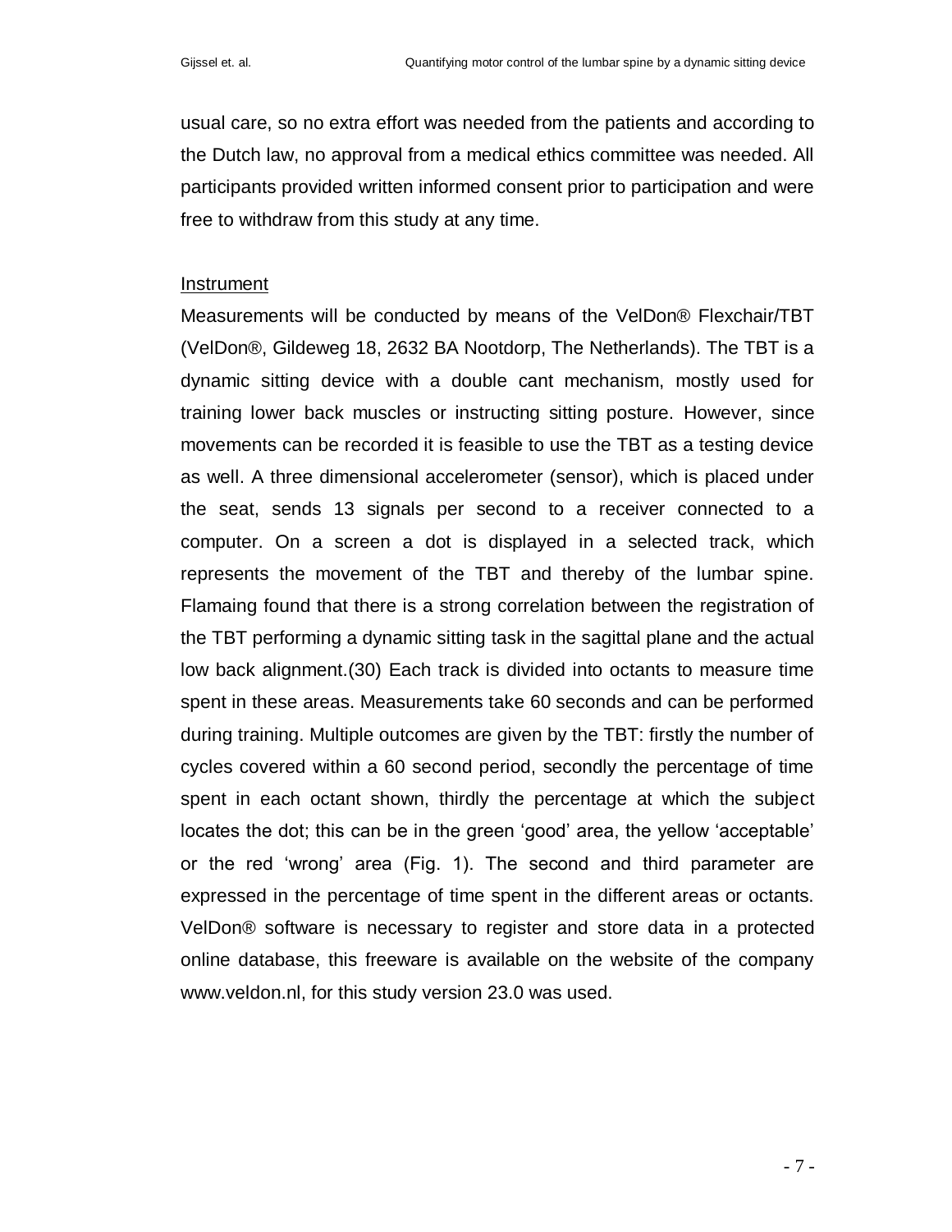usual care, so no extra effort was needed from the patients and according to the Dutch law, no approval from a medical ethics committee was needed. All participants provided written informed consent prior to participation and were free to withdraw from this study at any time.

## Instrument

Measurements will be conducted by means of the VelDon® Flexchair/TBT (VelDon®, Gildeweg 18, 2632 BA Nootdorp, The Netherlands). The TBT is a dynamic sitting device with a double cant mechanism, mostly used for training lower back muscles or instructing sitting posture. However, since movements can be recorded it is feasible to use the TBT as a testing device as well. A three dimensional accelerometer (sensor), which is placed under the seat, sends 13 signals per second to a receiver connected to a computer. On a screen a dot is displayed in a selected track, which represents the movement of the TBT and thereby of the lumbar spine. Flamaing found that there is a strong correlation between the registration of the TBT performing a dynamic sitting task in the sagittal plane and the actual low back alignment.(30) Each track is divided into octants to measure time spent in these areas. Measurements take 60 seconds and can be performed during training. Multiple outcomes are given by the TBT: firstly the number of cycles covered within a 60 second period, secondly the percentage of time spent in each octant shown, thirdly the percentage at which the subject locates the dot; this can be in the green 'good' area, the yellow 'acceptable' or the red 'wrong' area (Fig. 1). The second and third parameter are expressed in the percentage of time spent in the different areas or octants. VelDon® software is necessary to register and store data in a protected online database, this freeware is available on the website of the company www.veldon.nl, for this study version 23.0 was used.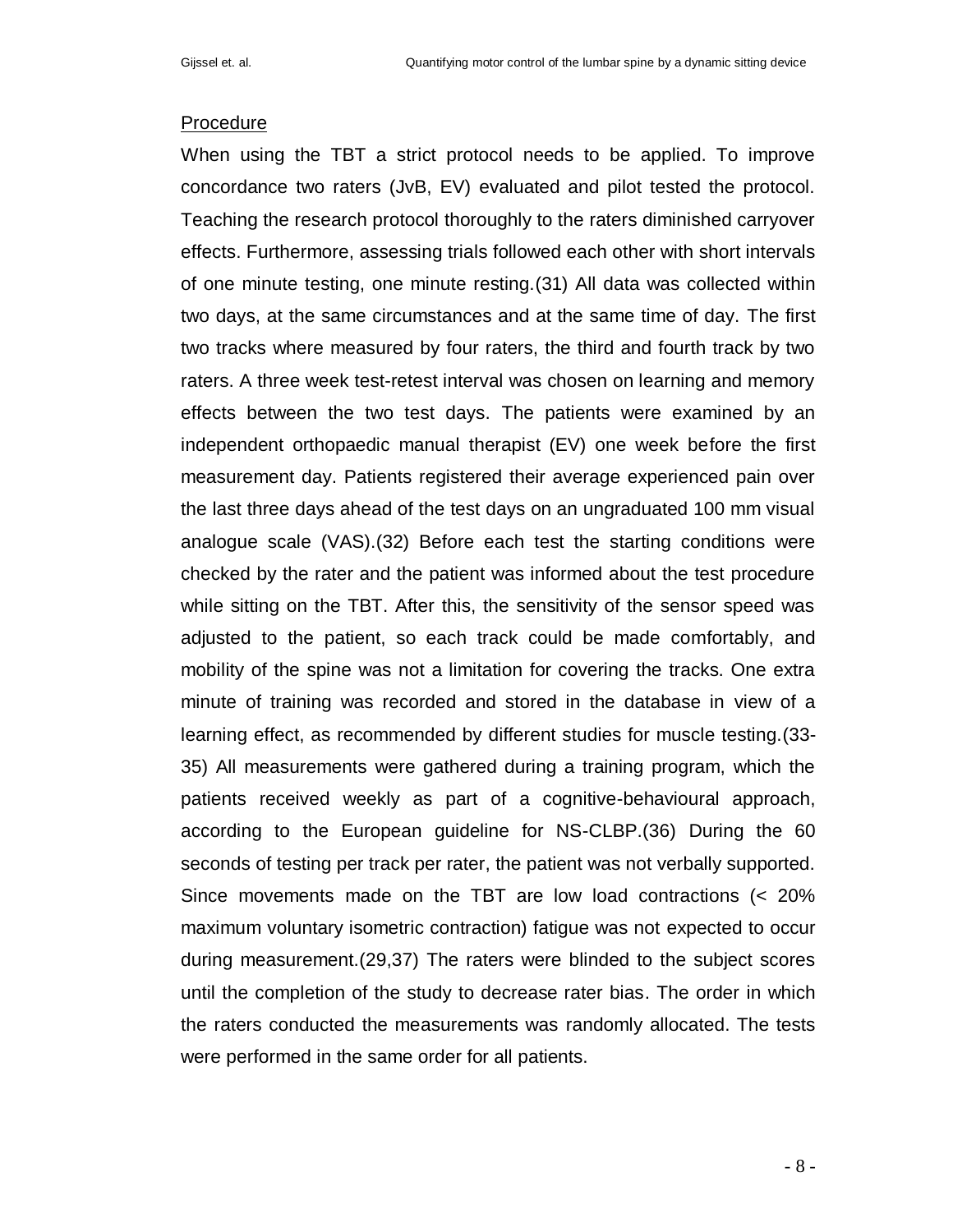## Procedure

When using the TBT a strict protocol needs to be applied. To improve concordance two raters (JvB, EV) evaluated and pilot tested the protocol. Teaching the research protocol thoroughly to the raters diminished carryover effects. Furthermore, assessing trials followed each other with short intervals of one minute testing, one minute resting.(31) All data was collected within two days, at the same circumstances and at the same time of day. The first two tracks where measured by four raters, the third and fourth track by two raters. A three week test-retest interval was chosen on learning and memory effects between the two test days. The patients were examined by an independent orthopaedic manual therapist (EV) one week before the first measurement day. Patients registered their average experienced pain over the last three days ahead of the test days on an ungraduated 100 mm visual analogue scale (VAS).(32) Before each test the starting conditions were checked by the rater and the patient was informed about the test procedure while sitting on the TBT. After this, the sensitivity of the sensor speed was adjusted to the patient, so each track could be made comfortably, and mobility of the spine was not a limitation for covering the tracks. One extra minute of training was recorded and stored in the database in view of a learning effect, as recommended by different studies for muscle testing.(33-35) All measurements were gathered during a training program, which the patients received weekly as part of a cognitive-behavioural approach, according to the European guideline for NS-CLBP.(36) During the 60 seconds of testing per track per rater, the patient was not verbally supported. Since movements made on the TBT are low load contractions (< 20% maximum voluntary isometric contraction) fatigue was not expected to occur during measurement.(29,37) The raters were blinded to the subject scores until the completion of the study to decrease rater bias. The order in which the raters conducted the measurements was randomly allocated. The tests were performed in the same order for all patients.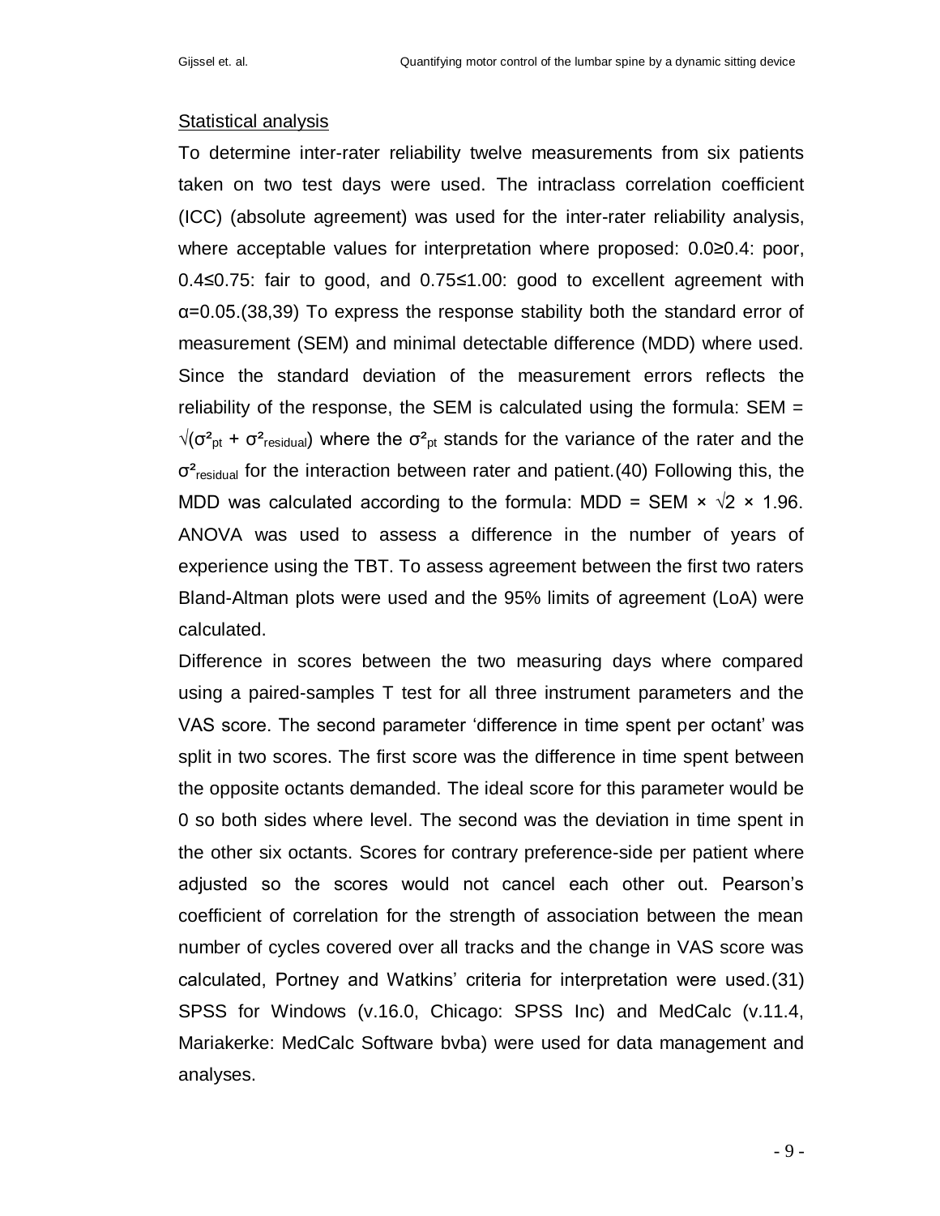Statistical analysis

To determine inter-rater reliability twelve measurements from six patients taken on two test days were used. The intraclass correlation coefficient (ICC) (absolute agreement) was used for the inter-rater reliability analysis, where acceptable values for interpretation where proposed: 0.0≥0.4: poor, 0.4≤0.75: fair to good, and 0.75≤1.00: good to excellent agreement with α=0.05.(38,39) To express the response stability both the standard error of measurement (SEM) and minimal detectable difference (MDD) where used. Since the standard deviation of the measurement errors reflects the reliability of the response, the SEM is calculated using the formula: $SEM = \sqrt{(\sigma^2_{pt} + \sigma^2_{residual})}$ where the $\sigma^2_{pt}$ stands for the variance of the rater and the $\sigma^2_{residual}$ for the interaction between rater and patient.(40) Following this, the MDD was calculated according to the formula: $MDD = SEM \times \sqrt{2} \times 1.96$. ANOVA was used to assess a difference in the number of years of experience using the TBT. To assess agreement between the first two raters Bland-Altman plots were used and the 95% limits of agreement (LoA) were calculated.

Difference in scores between the two measuring days where compared using a paired-samples T test for all three instrument parameters and the VAS score. The second parameter 'difference in time spent per octant' was split in two scores. The first score was the difference in time spent between the opposite octants demanded. The ideal score for this parameter would be 0 so both sides where level. The second was the deviation in time spent in the other six octants. Scores for contrary preference-side per patient where adjusted so the scores would not cancel each other out. Pearson's coefficient of correlation for the strength of association between the mean number of cycles covered over all tracks and the change in VAS score was calculated, Portney and Watkins' criteria for interpretation were used.(31) SPSS for Windows (v.16.0, Chicago: SPSS Inc) and MedCalc (v.11.4, Mariakerke: MedCalc Software bvba) were used for data management and analyses.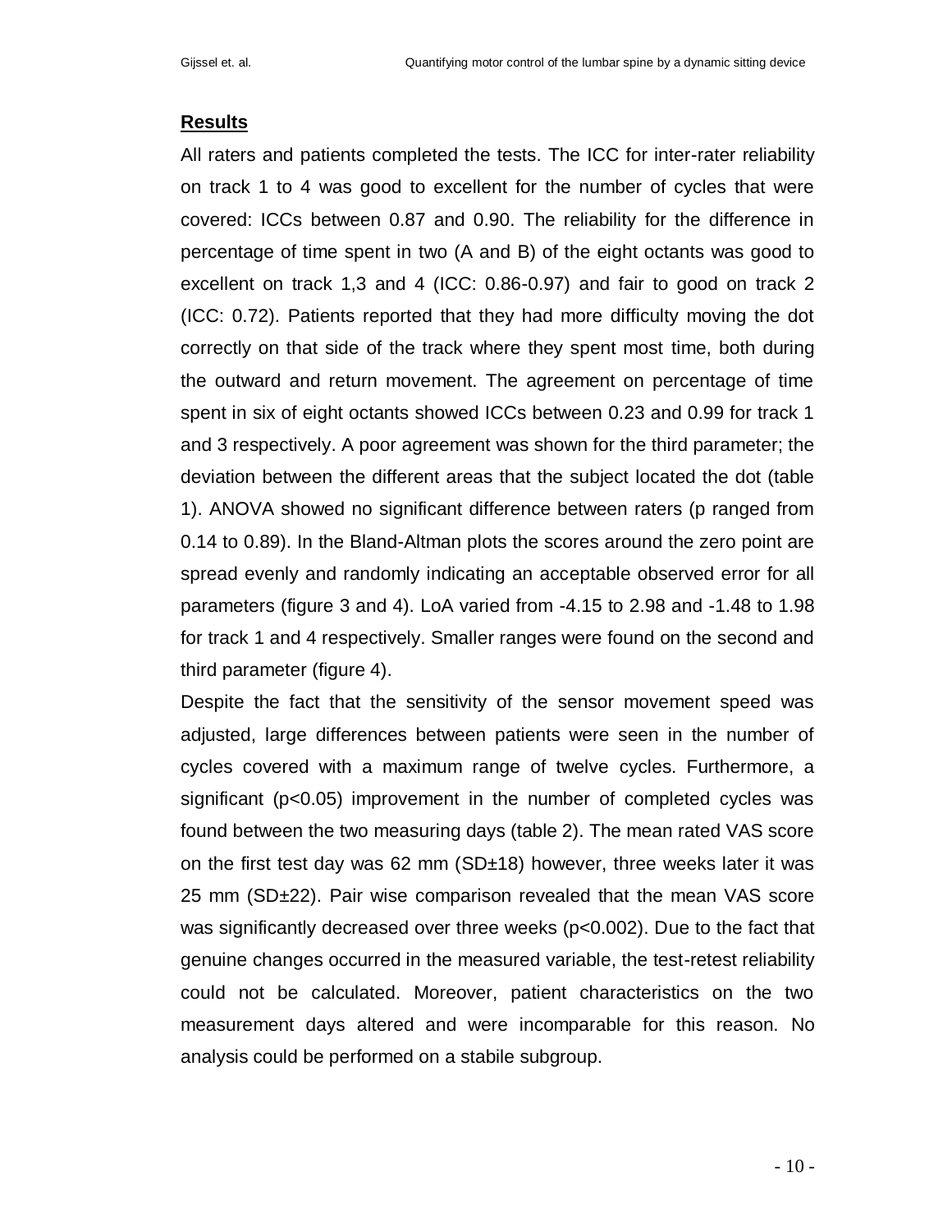## **Results**

All raters and patients completed the tests. The ICC for inter-rater reliability on track 1 to 4 was good to excellent for the number of cycles that were covered: ICCs between 0.87 and 0.90. The reliability for the difference in percentage of time spent in two (A and B) of the eight octants was good to excellent on track 1,3 and 4 (ICC: 0.86-0.97) and fair to good on track 2 (ICC: 0.72). Patients reported that they had more difficulty moving the dot correctly on that side of the track where they spent most time, both during the outward and return movement. The agreement on percentage of time spent in six of eight octants showed ICCs between 0.23 and 0.99 for track 1 and 3 respectively. A poor agreement was shown for the third parameter; the deviation between the different areas that the subject located the dot (table 1). ANOVA showed no significant difference between raters (p ranged from 0.14 to 0.89). In the Bland-Altman plots the scores around the zero point are spread evenly and randomly indicating an acceptable observed error for all parameters (figure 3 and 4). LoA varied from -4.15 to 2.98 and -1.48 to 1.98 for track 1 and 4 respectively. Smaller ranges were found on the second and third parameter (figure 4).

Despite the fact that the sensitivity of the sensor movement speed was adjusted, large differences between patients were seen in the number of cycles covered with a maximum range of twelve cycles. Furthermore, a significant ($p<0.05$) improvement in the number of completed cycles was found between the two measuring days (table 2). The mean rated VAS score on the first test day was 62 mm (SD±18) however, three weeks later it was 25 mm (SD±22). Pair wise comparison revealed that the mean VAS score was significantly decreased over three weeks ($p<0.002$). Due to the fact that genuine changes occurred in the measured variable, the test-retest reliability could not be calculated. Moreover, patient characteristics on the two measurement days altered and were incomparable for this reason. No analysis could be performed on a stabile subgroup.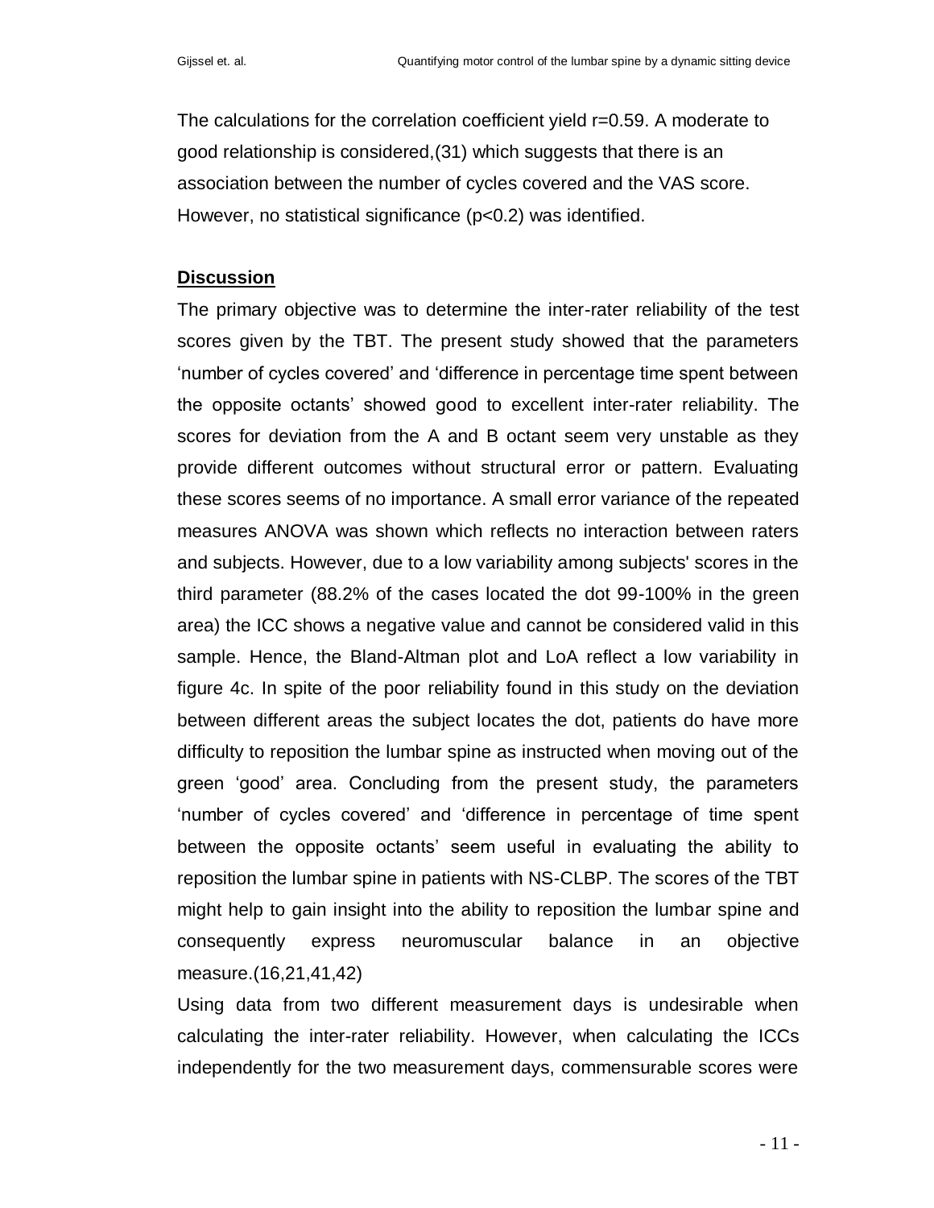The calculations for the correlation coefficient yield $r=0.59$. A moderate to good relationship is considered,(31) which suggests that there is an association between the number of cycles covered and the VAS score. However, no statistical significance ($p<0.2$) was identified.

## Discussion

The primary objective was to determine the inter-rater reliability of the test scores given by the TBT. The present study showed that the parameters 'number of cycles covered' and 'difference in percentage time spent between the opposite octants' showed good to excellent inter-rater reliability. The scores for deviation from the A and B octant seem very unstable as they provide different outcomes without structural error or pattern. Evaluating these scores seems of no importance. A small error variance of the repeated measures ANOVA was shown which reflects no interaction between raters and subjects. However, due to a low variability among subjects' scores in the third parameter (88.2% of the cases located the dot 99-100% in the green area) the ICC shows a negative value and cannot be considered valid in this sample. Hence, the Bland-Altman plot and LoA reflect a low variability in figure 4c. In spite of the poor reliability found in this study on the deviation between different areas the subject locates the dot, patients do have more difficulty to reposition the lumbar spine as instructed when moving out of the green 'good' area. Concluding from the present study, the parameters 'number of cycles covered' and 'difference in percentage of time spent between the opposite octants' seem useful in evaluating the ability to reposition the lumbar spine in patients with NS-CLBP. The scores of the TBT might help to gain insight into the ability to reposition the lumbar spine and consequently express neuromuscular balance in an objective measure.(16,21,41,42)

Using data from two different measurement days is undesirable when calculating the inter-rater reliability. However, when calculating the ICCs independently for the two measurement days, commensurable scores were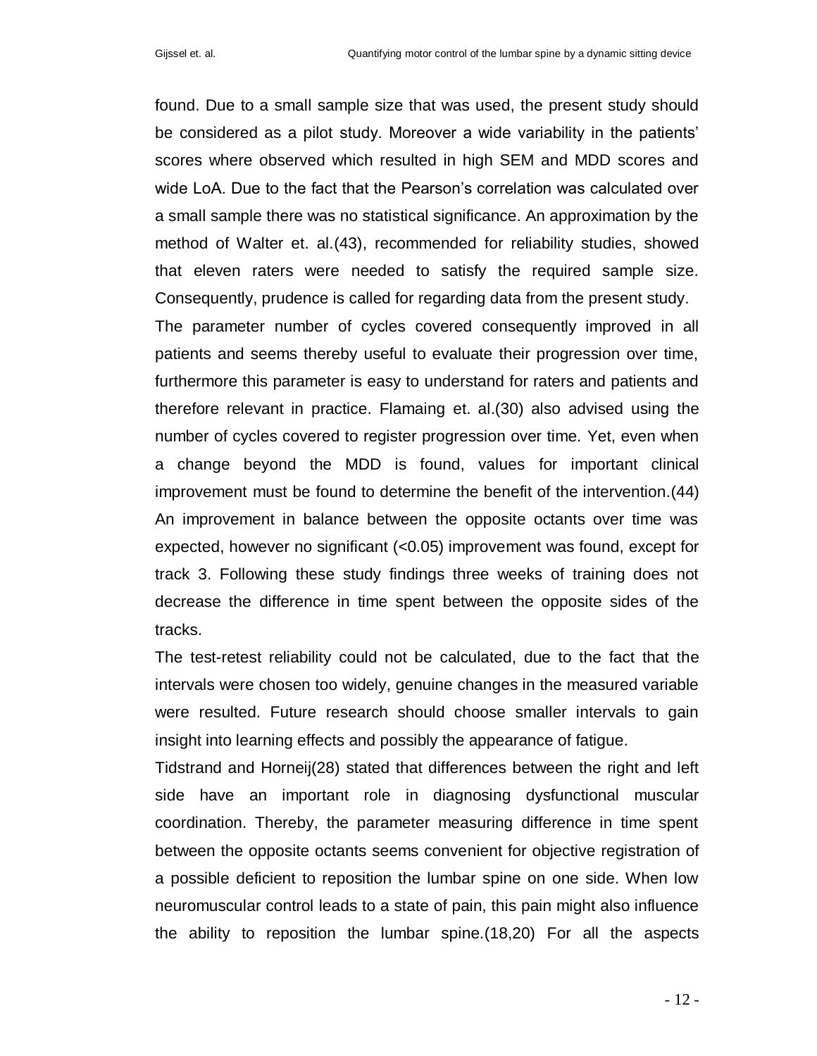found. Due to a small sample size that was used, the present study should be considered as a pilot study. Moreover a wide variability in the patients' scores where observed which resulted in high SEM and MDD scores and wide LoA. Due to the fact that the Pearson's correlation was calculated over a small sample there was no statistical significance. An approximation by the method of Walter et. al.(43), recommended for reliability studies, showed that eleven raters were needed to satisfy the required sample size. Consequently, prudence is called for regarding data from the present study.

The parameter number of cycles covered consequently improved in all patients and seems thereby useful to evaluate their progression over time, furthermore this parameter is easy to understand for raters and patients and therefore relevant in practice. Flamaing et. al.(30) also advised using the number of cycles covered to register progression over time. Yet, even when a change beyond the MDD is found, values for important clinical improvement must be found to determine the benefit of the intervention.(44) An improvement in balance between the opposite octants over time was expected, however no significant (<0.05) improvement was found, except for track 3. Following these study findings three weeks of training does not decrease the difference in time spent between the opposite sides of the tracks.

The test-retest reliability could not be calculated, due to the fact that the intervals were chosen too widely, genuine changes in the measured variable were resulted. Future research should choose smaller intervals to gain insight into learning effects and possibly the appearance of fatigue.

Tidstrand and Horneij(28) stated that differences between the right and left side have an important role in diagnosing dysfunctional muscular coordination. Thereby, the parameter measuring difference in time spent between the opposite octants seems convenient for objective registration of a possible deficient to reposition the lumbar spine on one side. When low neuromuscular control leads to a state of pain, this pain might also influence the ability to reposition the lumbar spine.(18,20) For all the aspects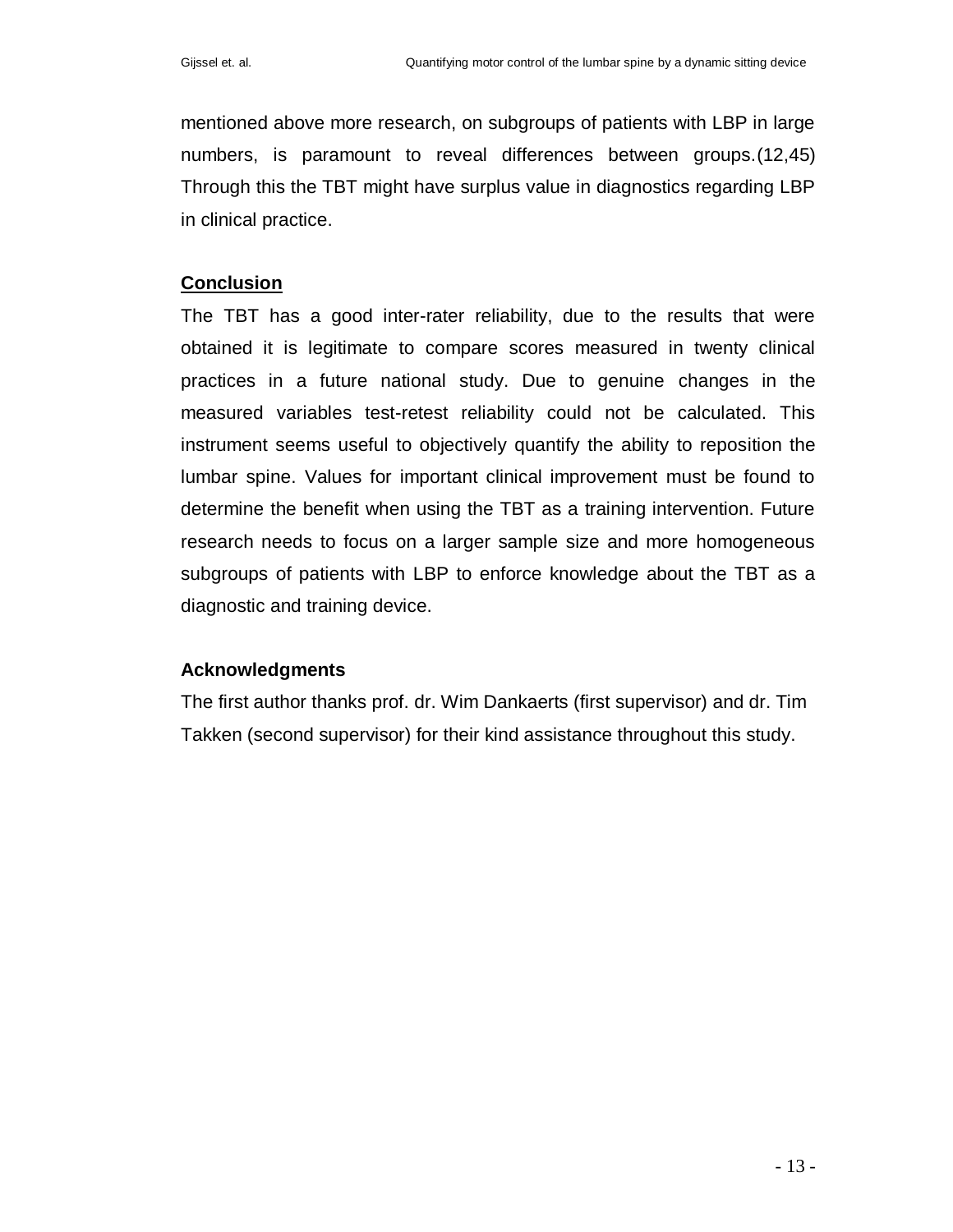mentioned above more research, on subgroups of patients with LBP in large numbers, is paramount to reveal differences between groups.(12,45) Through this the TBT might have surplus value in diagnostics regarding LBP in clinical practice.

## Conclusion

The TBT has a good inter-rater reliability, due to the results that were obtained it is legitimate to compare scores measured in twenty clinical practices in a future national study. Due to genuine changes in the measured variables test-retest reliability could not be calculated. This instrument seems useful to objectively quantify the ability to reposition the lumbar spine. Values for important clinical improvement must be found to determine the benefit when using the TBT as a training intervention. Future research needs to focus on a larger sample size and more homogeneous subgroups of patients with LBP to enforce knowledge about the TBT as a diagnostic and training device.

### Acknowledgments

The first author thanks prof. dr. Wim Dankaerts (first supervisor) and dr. Tim Takken (second supervisor) for their kind assistance throughout this study.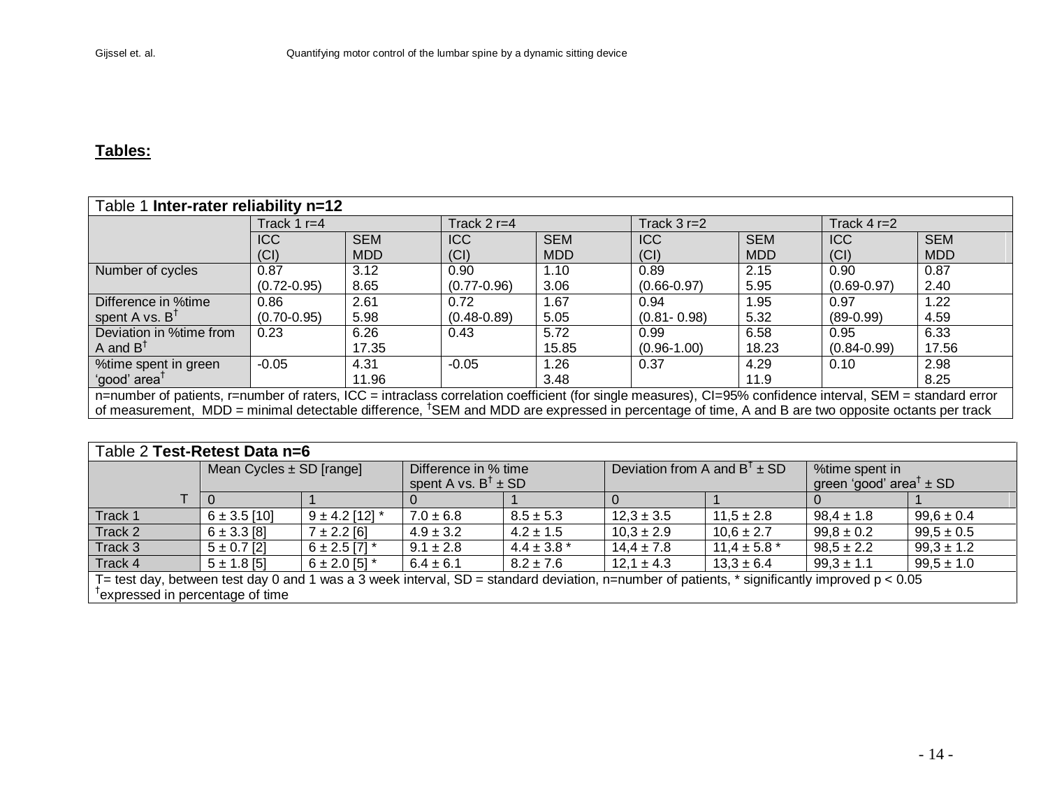**Tables:**

| Table 1 **Inter-rater reliability n=12** | | | | | | | | |
|---|---|---|---|---|---|---|---|---|
| | Track 1 r=4 | | Track 2 r=4 | | Track 3 r=2 | | Track 4 r=2 | |
| | ICC (CI) | SEM MDD | ICC (CI) | SEM MDD | ICC (CI) | SEM MDD | ICC (CI) | SEM MDD |
| Number of cycles | 0.87 (0.72-0.95) | 3.12 8.65 | 0.90 (0.77-0.96) | 1.10 3.06 | 0.89 (0.66-0.97) | 2.15 5.95 | 0.90 (0.69-0.97) | 0.87 2.40 |
| Difference in %time spent A vs. B† | 0.86 (0.70-0.95) | 2.61 5.98 | 0.72 (0.48-0.89) | 1.67 5.05 | 0.94 (0.81- 0.98) | 1.95 5.32 | 0.97 (89-0.99) | 1.22 4.59 |
| Deviation in %time from A and B† | 0.23 | 6.26 17.35 | 0.43 | 5.72 15.85 | 0.99 (0.96-1.00) | 6.58 18.23 | 0.95 (0.84-0.99) | 6.33 17.56 |
| %time spent in green 'good' area† | -0.05 | 4.31 11.96 | -0.05 | 1.26 3.48 | 0.37 | 4.29 11.9 | 0.10 | 2.98 8.25 |

n=number of patients, r=number of raters, ICC = intraclass correlation coefficient (for single measures), CI=95% confidence interval, SEM = standard error of measurement, MDD = minimal detectable difference, †SEM and MDD are expressed in percentage of time, A and B are two opposite octants per track

| Table 2 **Test-Retest Data n=6** | | | | | | | | |
|---|---|---|---|---|---|---|---|---|
| | Mean Cycles ± SD [range] | | Difference in % time spent A vs. B† ± SD | | Deviation from A and B† ± SD | | %time spent in green 'good' area† ± SD | |
| T | 0 | 1 | 0 | 1 | 0 | 1 | 0 | 1 |
| Track 1 | 6 ± 3.5 [10] | 9 ± 4.2 [12] * | 7.0 ± 6.8 | 8.5 ± 5.3 | 12,3 ± 3.5 | 11,5 ± 2.8 | 98,4 ± 1.8 | 99,6 ± 0.4 |
| Track 2 | 6 ± 3.3 [8] | 7 ± 2.2 [6] | 4.9 ± 3.2 | 4.2 ± 1.5 | 10,3 ± 2.9 | 10,6 ± 2.7 | 99,8 ± 0.2 | 99,5 ± 0.5 |
| Track 3 | 5 ± 0.7 [2] | 6 ± 2.5 [7] * | 9.1 ± 2.8 | 4.4 ± 3.8 * | 14,4 ± 7.8 | 11,4 ± 5.8 * | 98,5 ± 2.2 | 99,3 ± 1.2 |
| Track 4 | 5 ± 1.8 [5] | 6 ± 2.0 [5] * | 6.4 ± 6.1 | 8.2 ± 7.6 | 12,1 ± 4.3 | 13,3 ± 6.4 | 99,3 ± 1.1 | 99,5 ± 1.0 |

T= test day, between test day 0 and 1 was a 3 week interval, SD = standard deviation, n=number of patients, * significantly improved $p < 0.05$
†expressed in percentage of time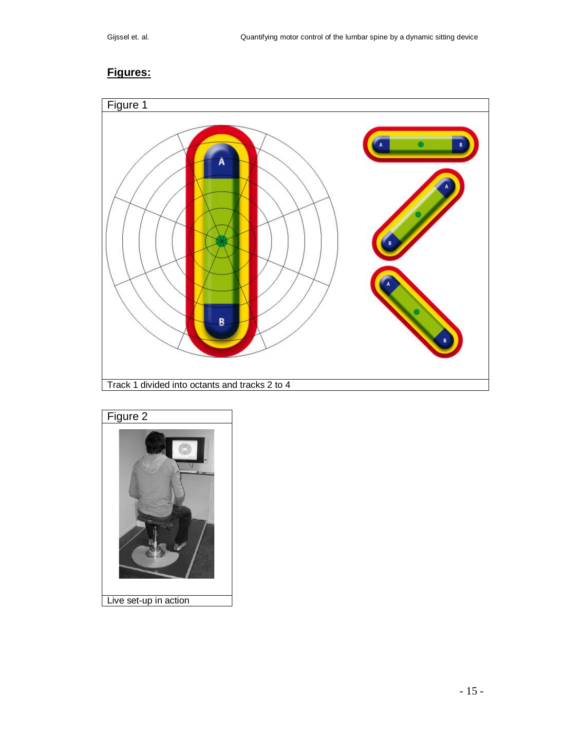## Figures:

Figure 1

Track 1 divided into octants and tracks 2 to 4

Figure 2

Live set-up in action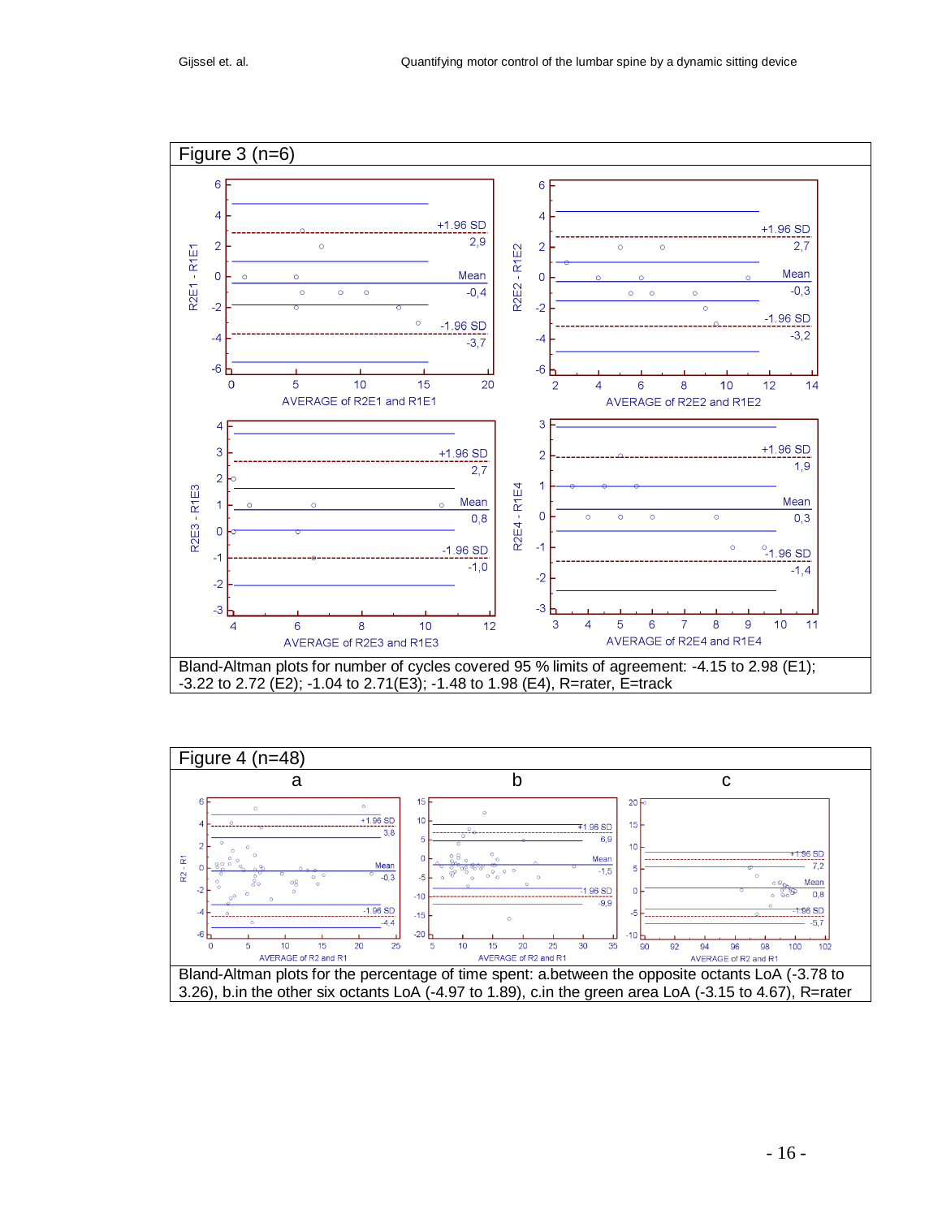Figure 3 (n=6)

Bland-Altman plots for number of cycles covered 95 % limits of agreement: -4.15 to 2.98 (E1); -3.22 to 2.72 (E2); -1.04 to 2.71(E3); -1.48 to 1.98 (E4), R=rater, E=track

Figure 4 (n=48)

Bland-Altman plots for the percentage of time spent: a.between the opposite octants LoA (-3.78 to 3.26), b.in the other six octants LoA (-4.97 to 1.89), c.in the green area LoA (-3.15 to 4.67), R=rater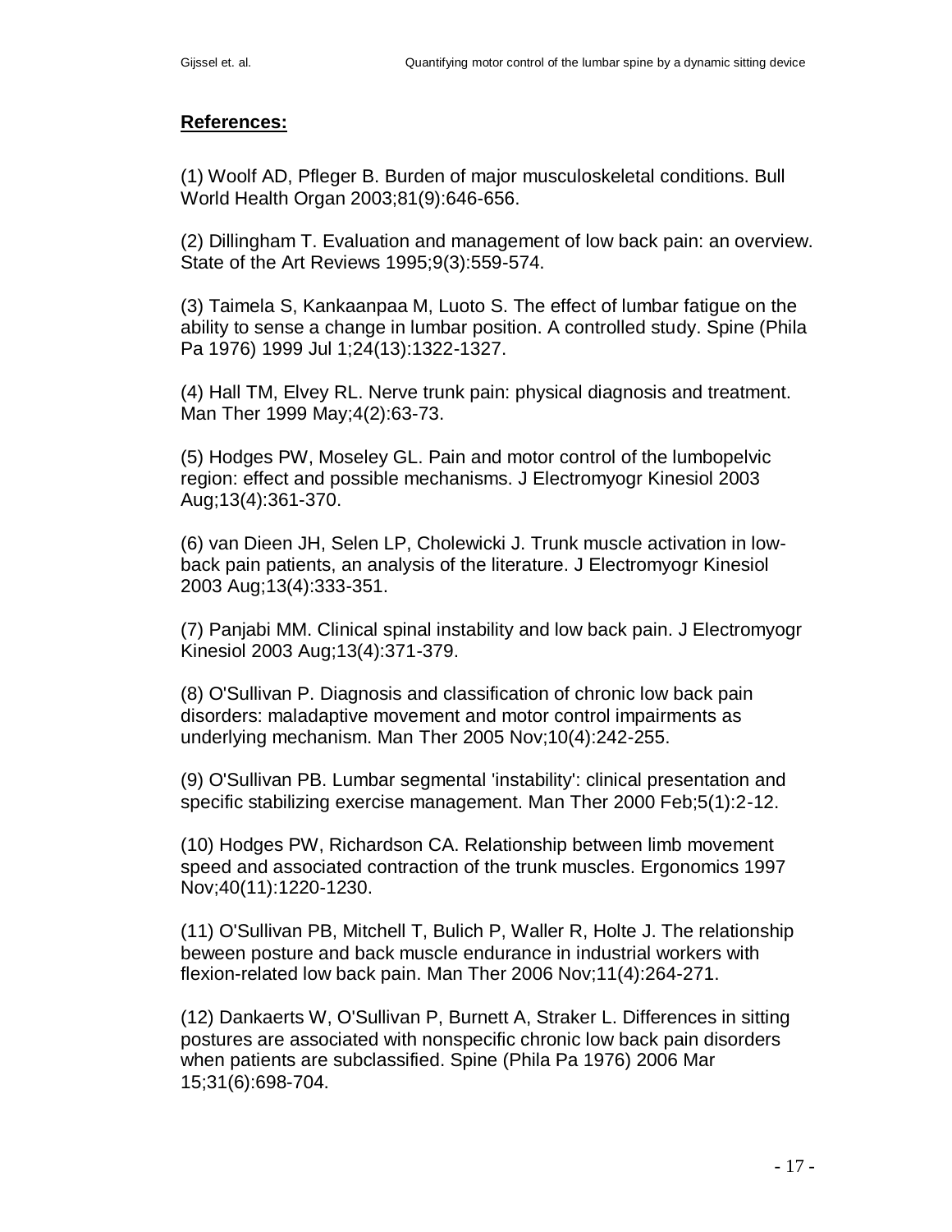**References:**

(1) Woolf AD, Pfleger B. Burden of major musculoskeletal conditions. Bull World Health Organ 2003;81(9):646-656.

(2) Dillingham T. Evaluation and management of low back pain: an overview. State of the Art Reviews 1995;9(3):559-574.

(3) Taimela S, Kankaanpaa M, Luoto S. The effect of lumbar fatigue on the ability to sense a change in lumbar position. A controlled study. Spine (Phila Pa 1976) 1999 Jul 1;24(13):1322-1327.

(4) Hall TM, Elvey RL. Nerve trunk pain: physical diagnosis and treatment. Man Ther 1999 May;4(2):63-73.

(5) Hodges PW, Moseley GL. Pain and motor control of the lumbopelvic region: effect and possible mechanisms. J Electromyogr Kinesiol 2003 Aug;13(4):361-370.

(6) van Dieen JH, Selen LP, Cholewicki J. Trunk muscle activation in low-back pain patients, an analysis of the literature. J Electromyogr Kinesiol 2003 Aug;13(4):333-351.

(7) Panjabi MM. Clinical spinal instability and low back pain. J Electromyogr Kinesiol 2003 Aug;13(4):371-379.

(8) O'Sullivan P. Diagnosis and classification of chronic low back pain disorders: maladaptive movement and motor control impairments as underlying mechanism. Man Ther 2005 Nov;10(4):242-255.

(9) O'Sullivan PB. Lumbar segmental 'instability': clinical presentation and specific stabilizing exercise management. Man Ther 2000 Feb;5(1):2-12.

(10) Hodges PW, Richardson CA. Relationship between limb movement speed and associated contraction of the trunk muscles. Ergonomics 1997 Nov;40(11):1220-1230.

(11) O'Sullivan PB, Mitchell T, Bulich P, Waller R, Holte J. The relationship beween posture and back muscle endurance in industrial workers with flexion-related low back pain. Man Ther 2006 Nov;11(4):264-271.

(12) Dankaerts W, O'Sullivan P, Burnett A, Straker L. Differences in sitting postures are associated with nonspecific chronic low back pain disorders when patients are subclassified. Spine (Phila Pa 1976) 2006 Mar 15;31(6):698-704.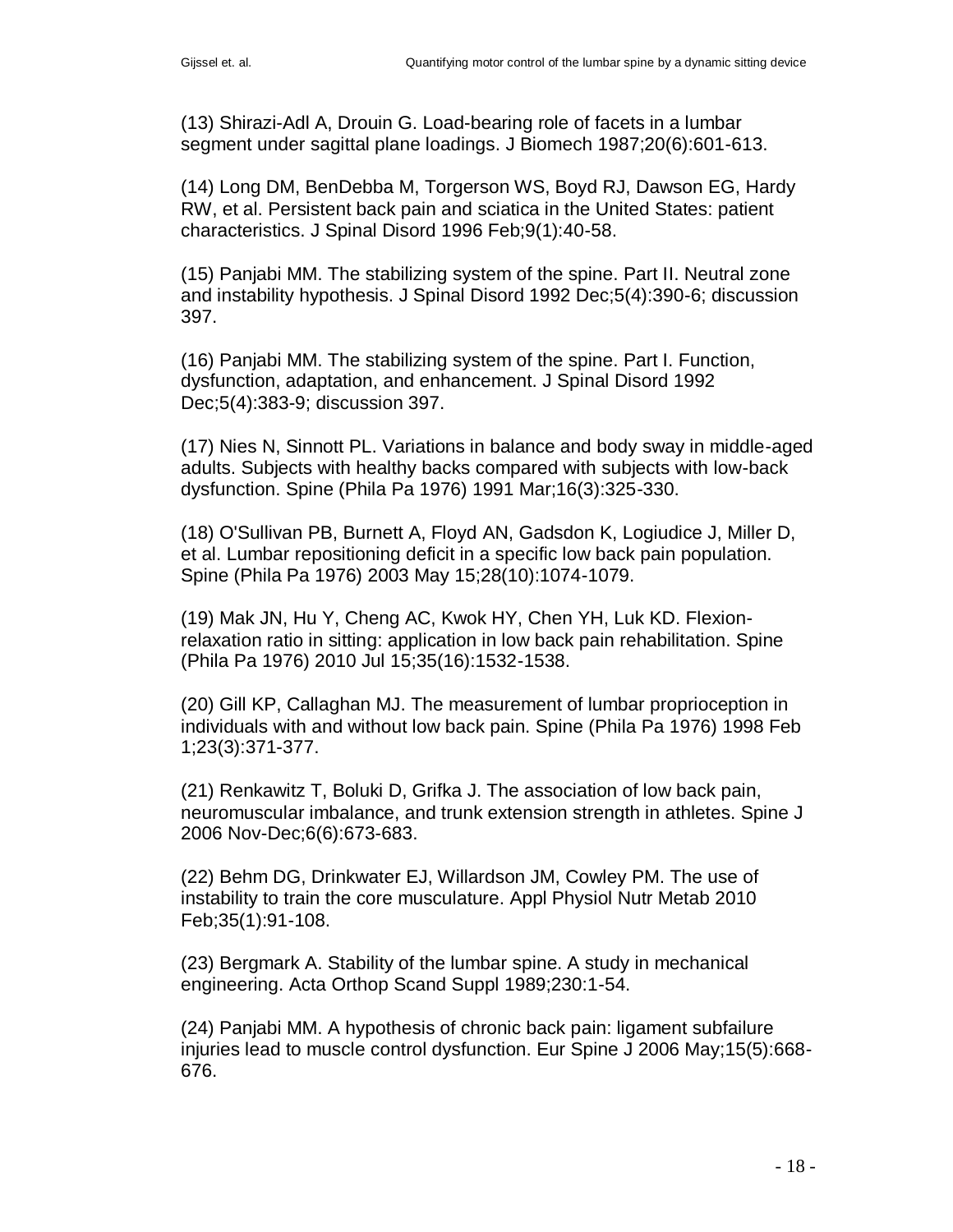(13) Shirazi-Adl A, Drouin G. Load-bearing role of facets in a lumbar segment under sagittal plane loadings. J Biomech 1987;20(6):601-613.

(14) Long DM, BenDebba M, Torgerson WS, Boyd RJ, Dawson EG, Hardy RW, et al. Persistent back pain and sciatica in the United States: patient characteristics. J Spinal Disord 1996 Feb;9(1):40-58.

(15) Panjabi MM. The stabilizing system of the spine. Part II. Neutral zone and instability hypothesis. J Spinal Disord 1992 Dec;5(4):390-6; discussion 397.

(16) Panjabi MM. The stabilizing system of the spine. Part I. Function, dysfunction, adaptation, and enhancement. J Spinal Disord 1992 Dec;5(4):383-9; discussion 397.

(17) Nies N, Sinnott PL. Variations in balance and body sway in middle-aged adults. Subjects with healthy backs compared with subjects with low-back dysfunction. Spine (Phila Pa 1976) 1991 Mar;16(3):325-330.

(18) O'Sullivan PB, Burnett A, Floyd AN, Gadsdon K, Logiudice J, Miller D, et al. Lumbar repositioning deficit in a specific low back pain population. Spine (Phila Pa 1976) 2003 May 15;28(10):1074-1079.

(19) Mak JN, Hu Y, Cheng AC, Kwok HY, Chen YH, Luk KD. Flexion-relaxation ratio in sitting: application in low back pain rehabilitation. Spine (Phila Pa 1976) 2010 Jul 15;35(16):1532-1538.

(20) Gill KP, Callaghan MJ. The measurement of lumbar proprioception in individuals with and without low back pain. Spine (Phila Pa 1976) 1998 Feb 1;23(3):371-377.

(21) Renkawitz T, Boluki D, Grifka J. The association of low back pain, neuromuscular imbalance, and trunk extension strength in athletes. Spine J 2006 Nov-Dec;6(6):673-683.

(22) Behm DG, Drinkwater EJ, Willardson JM, Cowley PM. The use of instability to train the core musculature. Appl Physiol Nutr Metab 2010 Feb;35(1):91-108.

(23) Bergmark A. Stability of the lumbar spine. A study in mechanical engineering. Acta Orthop Scand Suppl 1989;230:1-54.

(24) Panjabi MM. A hypothesis of chronic back pain: ligament subfailure injuries lead to muscle control dysfunction. Eur Spine J 2006 May;15(5):668-676.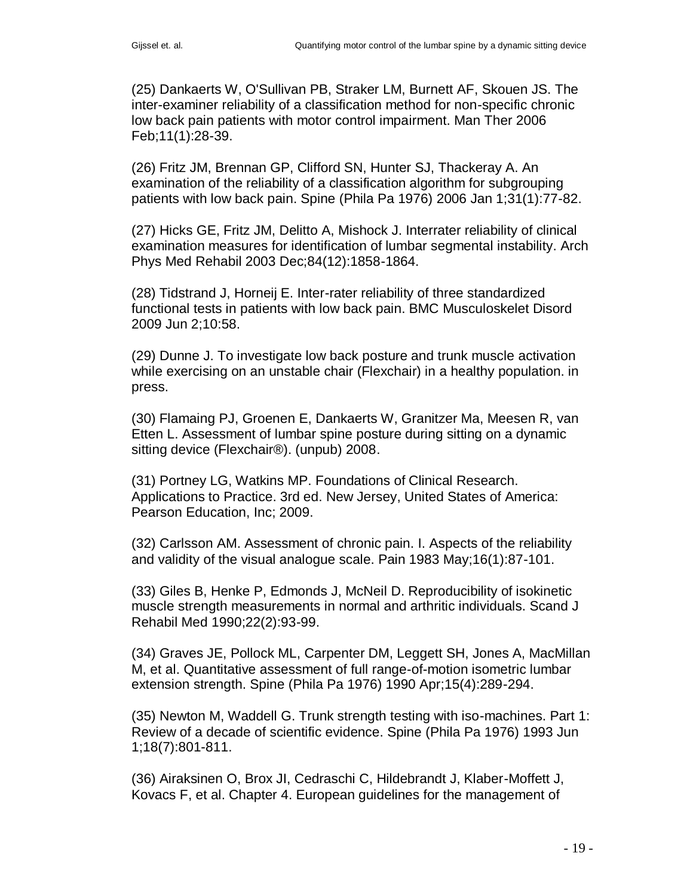(25) Dankaerts W, O'Sullivan PB, Straker LM, Burnett AF, Skouen JS. The inter-examiner reliability of a classification method for non-specific chronic low back pain patients with motor control impairment. Man Ther 2006 Feb;11(1):28-39.

(26) Fritz JM, Brennan GP, Clifford SN, Hunter SJ, Thackeray A. An examination of the reliability of a classification algorithm for subgrouping patients with low back pain. Spine (Phila Pa 1976) 2006 Jan 1;31(1):77-82.

(27) Hicks GE, Fritz JM, Delitto A, Mishock J. Interrater reliability of clinical examination measures for identification of lumbar segmental instability. Arch Phys Med Rehabil 2003 Dec;84(12):1858-1864.

(28) Tidstrand J, Horneij E. Inter-rater reliability of three standardized functional tests in patients with low back pain. BMC Musculoskelet Disord 2009 Jun 2;10:58.

(29) Dunne J. To investigate low back posture and trunk muscle activation while exercising on an unstable chair (Flexchair) in a healthy population. in press.

(30) Flamaing PJ, Groenen E, Dankaerts W, Granitzer Ma, Meesen R, van Etten L. Assessment of lumbar spine posture during sitting on a dynamic sitting device (Flexchair®). (unpub) 2008.

(31) Portney LG, Watkins MP. Foundations of Clinical Research. Applications to Practice. 3rd ed. New Jersey, United States of America: Pearson Education, Inc; 2009.

(32) Carlsson AM. Assessment of chronic pain. I. Aspects of the reliability and validity of the visual analogue scale. Pain 1983 May;16(1):87-101.

(33) Giles B, Henke P, Edmonds J, McNeil D. Reproducibility of isokinetic muscle strength measurements in normal and arthritic individuals. Scand J Rehabil Med 1990;22(2):93-99.

(34) Graves JE, Pollock ML, Carpenter DM, Leggett SH, Jones A, MacMillan M, et al. Quantitative assessment of full range-of-motion isometric lumbar extension strength. Spine (Phila Pa 1976) 1990 Apr;15(4):289-294.

(35) Newton M, Waddell G. Trunk strength testing with iso-machines. Part 1: Review of a decade of scientific evidence. Spine (Phila Pa 1976) 1993 Jun 1;18(7):801-811.

(36) Airaksinen O, Brox JI, Cedraschi C, Hildebrandt J, Klaber-Moffett J, Kovacs F, et al. Chapter 4. European guidelines for the management of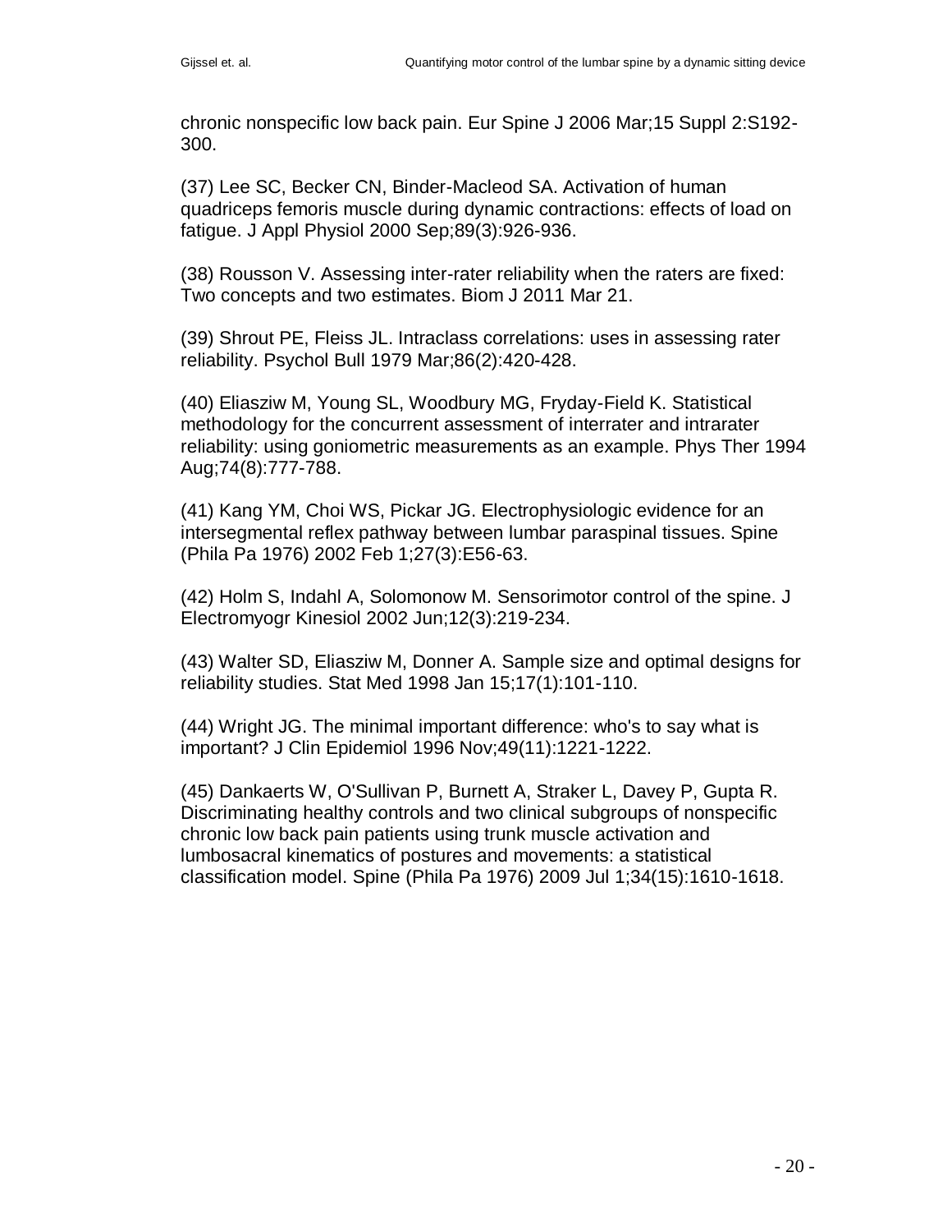chronic nonspecific low back pain. Eur Spine J 2006 Mar;15 Suppl 2:S192-300.

(37) Lee SC, Becker CN, Binder-Macleod SA. Activation of human quadriceps femoris muscle during dynamic contractions: effects of load on fatigue. J Appl Physiol 2000 Sep;89(3):926-936.

(38) Rousson V. Assessing inter-rater reliability when the raters are fixed: Two concepts and two estimates. Biom J 2011 Mar 21.

(39) Shrout PE, Fleiss JL. Intraclass correlations: uses in assessing rater reliability. Psychol Bull 1979 Mar;86(2):420-428.

(40) Eliasziw M, Young SL, Woodbury MG, Fryday-Field K. Statistical methodology for the concurrent assessment of interrater and intrarater reliability: using goniometric measurements as an example. Phys Ther 1994 Aug;74(8):777-788.

(41) Kang YM, Choi WS, Pickar JG. Electrophysiologic evidence for an intersegmental reflex pathway between lumbar paraspinal tissues. Spine (Phila Pa 1976) 2002 Feb 1;27(3):E56-63.

(42) Holm S, Indahl A, Solomonow M. Sensorimotor control of the spine. J Electromyogr Kinesiol 2002 Jun;12(3):219-234.

(43) Walter SD, Eliasziw M, Donner A. Sample size and optimal designs for reliability studies. Stat Med 1998 Jan 15;17(1):101-110.

(44) Wright JG. The minimal important difference: who's to say what is important? J Clin Epidemiol 1996 Nov;49(11):1221-1222.

(45) Dankaerts W, O'Sullivan P, Burnett A, Straker L, Davey P, Gupta R. Discriminating healthy controls and two clinical subgroups of nonspecific chronic low back pain patients using trunk muscle activation and lumbosacral kinematics of postures and movements: a statistical classification model. Spine (Phila Pa 1976) 2009 Jul 1;34(15):1610-1618.